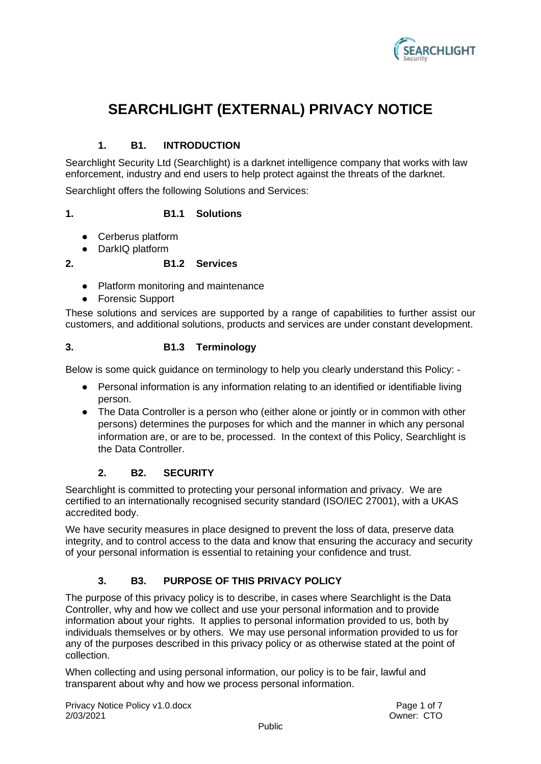# SEARCHLIGHT (EXTERNAL) PRIVACY NOTICE

## 1. B1. INTRODUCTION

Searchlight Security Ltd (Searchlight) is a darknet intelligence company that works with law enforcement, industry and end users to help protect against the threats of the darknet.

Searchlight offers the following Solutions and Services:

### 1. B1.1 Solutions

- Cerberus platform
- DarkIQ platform

### 2. B1.2 Services

- Platform monitoring and maintenance
- Forensic Support

These solutions and services are supported by a range of capabilities to further assist our customers, and additional solutions, products and services are under constant development.

### 3. B1.3 Terminology

Below is some quick guidance on terminology to help you clearly understand this Policy: -

- Personal information is any information relating to an identified or identifiable living person.
- The Data Controller is a person who (either alone or jointly or in common with other persons) determines the purposes for which and the manner in which any personal information are, or are to be, processed. In the context of this Policy, Searchlight is the Data Controller.

## 2. B2. SECURITY

Searchlight is committed to protecting your personal information and privacy. We are certified to an internationally recognised security standard (ISO/IEC 27001), with a UKAS accredited body.

We have security measures in place designed to prevent the loss of data, preserve data integrity, and to control access to the data and know that ensuring the accuracy and security of your personal information is essential to retaining your confidence and trust.

## 3. B3. PURPOSE OF THIS PRIVACY POLICY

The purpose of this privacy policy is to describe, in cases where Searchlight is the Data Controller, why and how we collect and use your personal information and to provide information about your rights. It applies to personal information provided to us, both by individuals themselves or by others. We may use personal information provided to us for any of the purposes described in this privacy policy or as otherwise stated at the point of collection.

When collecting and using personal information, our policy is to be fair, lawful and transparent about why and how we process personal information.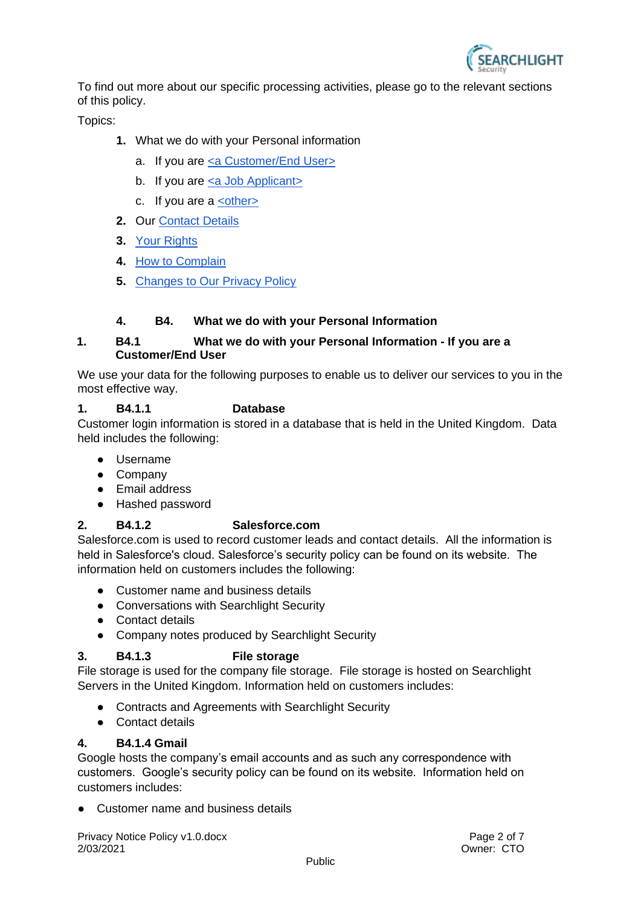To find out more about our specific processing activities, please go to the relevant sections of this policy.

Topics:

1. What we do with your Personal information
   a. If you are <a Customer/End User>
   b. If you are <a Job Applicant>
   c. If you are a <other>
2. Our Contact Details
3. Your Rights
4. How to Complain
5. Changes to Our Privacy Policy

## 4. B4. What we do with your Personal Information

### 1. B4.1 What we do with your Personal Information - If you are a Customer/End User

We use your data for the following purposes to enable us to deliver our services to you in the most effective way.

#### 1. B4.1.1 Database

Customer login information is stored in a database that is held in the United Kingdom. Data held includes the following:

- Username
- Company
- Email address
- Hashed password

#### 2. B4.1.2 Salesforce.com

Salesforce.com is used to record customer leads and contact details. All the information is held in Salesforce's cloud. Salesforce's security policy can be found on its website. The information held on customers includes the following:

- Customer name and business details
- Conversations with Searchlight Security
- Contact details
- Company notes produced by Searchlight Security

#### 3. B4.1.3 File storage

File storage is used for the company file storage. File storage is hosted on Searchlight Servers in the United Kingdom. Information held on customers includes:

- Contracts and Agreements with Searchlight Security
- Contact details

#### 4. B4.1.4 Gmail

Google hosts the company's email accounts and as such any correspondence with customers. Google's security policy can be found on its website. Information held on customers includes:

- Customer name and business details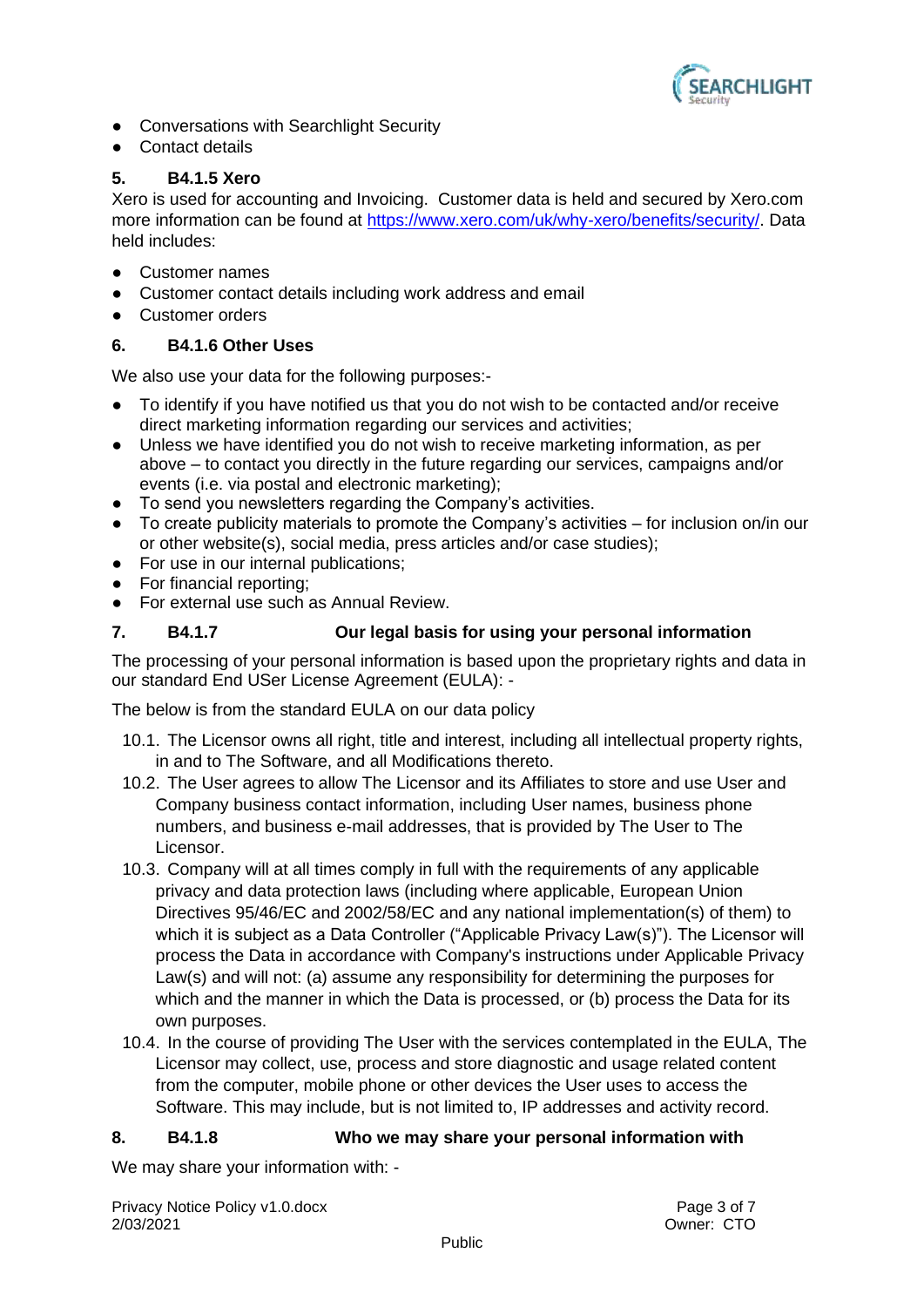- Conversations with Searchlight Security
- Contact details

## 5. B4.1.5 Xero

Xero is used for accounting and Invoicing. Customer data is held and secured by Xero.com more information can be found at https://www.xero.com/uk/why-xero/benefits/security/. Data held includes:

- Customer names
- Customer contact details including work address and email
- Customer orders

## 6. B4.1.6 Other Uses

We also use your data for the following purposes:-

- To identify if you have notified us that you do not wish to be contacted and/or receive direct marketing information regarding our services and activities;
- Unless we have identified you do not wish to receive marketing information, as per above – to contact you directly in the future regarding our services, campaigns and/or events (i.e. via postal and electronic marketing);
- To send you newsletters regarding the Company's activities.
- To create publicity materials to promote the Company's activities – for inclusion on/in our or other website(s), social media, press articles and/or case studies);
- For use in our internal publications;
- For financial reporting;
- For external use such as Annual Review.

## 7. B4.1.7 Our legal basis for using your personal information

The processing of your personal information is based upon the proprietary rights and data in our standard End USer License Agreement (EULA): -

The below is from the standard EULA on our data policy

10.1. The Licensor owns all right, title and interest, including all intellectual property rights, in and to The Software, and all Modifications thereto.

10.2. The User agrees to allow The Licensor and its Affiliates to store and use User and Company business contact information, including User names, business phone numbers, and business e-mail addresses, that is provided by The User to The Licensor.

10.3. Company will at all times comply in full with the requirements of any applicable privacy and data protection laws (including where applicable, European Union Directives 95/46/EC and 2002/58/EC and any national implementation(s) of them) to which it is subject as a Data Controller ("Applicable Privacy Law(s)"). The Licensor will process the Data in accordance with Company's instructions under Applicable Privacy Law(s) and will not: (a) assume any responsibility for determining the purposes for which and the manner in which the Data is processed, or (b) process the Data for its own purposes.

10.4. In the course of providing The User with the services contemplated in the EULA, The Licensor may collect, use, process and store diagnostic and usage related content from the computer, mobile phone or other devices the User uses to access the Software. This may include, but is not limited to, IP addresses and activity record.

## 8. B4.1.8 Who we may share your personal information with

We may share your information with: -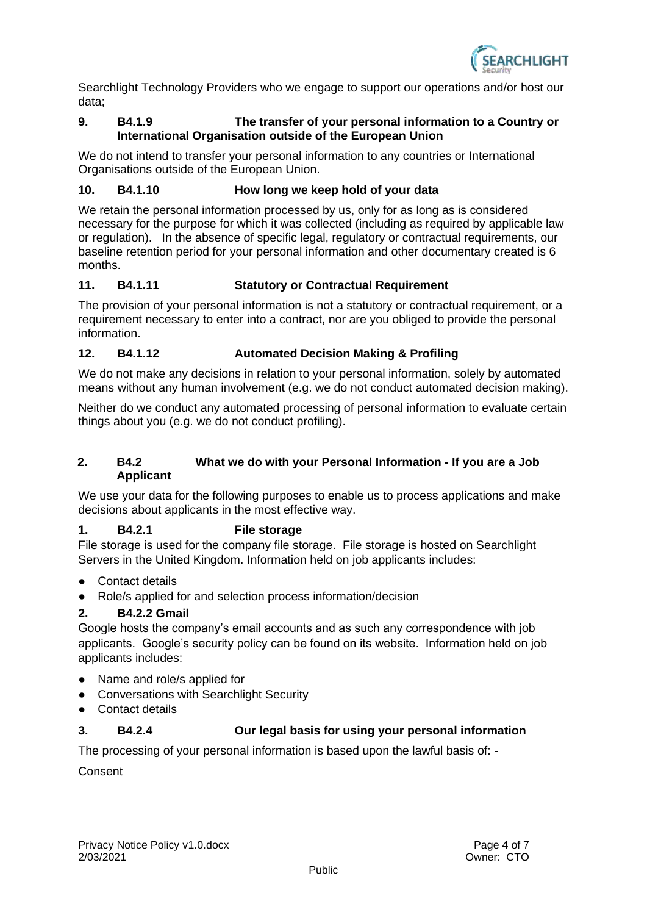Searchlight Technology Providers who we engage to support our operations and/or host our data;

### 9. B4.1.9 The transfer of your personal information to a Country or International Organisation outside of the European Union

We do not intend to transfer your personal information to any countries or International Organisations outside of the European Union.

### 10. B4.1.10 How long we keep hold of your data

We retain the personal information processed by us, only for as long as is considered necessary for the purpose for which it was collected (including as required by applicable law or regulation). In the absence of specific legal, regulatory or contractual requirements, our baseline retention period for your personal information and other documentary created is 6 months.

### 11. B4.1.11 Statutory or Contractual Requirement

The provision of your personal information is not a statutory or contractual requirement, or a requirement necessary to enter into a contract, nor are you obliged to provide the personal information.

### 12. B4.1.12 Automated Decision Making & Profiling

We do not make any decisions in relation to your personal information, solely by automated means without any human involvement (e.g. we do not conduct automated decision making).

Neither do we conduct any automated processing of personal information to evaluate certain things about you (e.g. we do not conduct profiling).

## 2. B4.2 What we do with your Personal Information - If you are a Job Applicant

We use your data for the following purposes to enable us to process applications and make decisions about applicants in the most effective way.

### 1. B4.2.1 File storage

File storage is used for the company file storage. File storage is hosted on Searchlight Servers in the United Kingdom. Information held on job applicants includes:

- Contact details
- Role/s applied for and selection process information/decision

### 2. B4.2.2 Gmail

Google hosts the company's email accounts and as such any correspondence with job applicants. Google's security policy can be found on its website. Information held on job applicants includes:

- Name and role/s applied for
- Conversations with Searchlight Security
- Contact details

### 3. B4.2.4 Our legal basis for using your personal information

The processing of your personal information is based upon the lawful basis of: -

Consent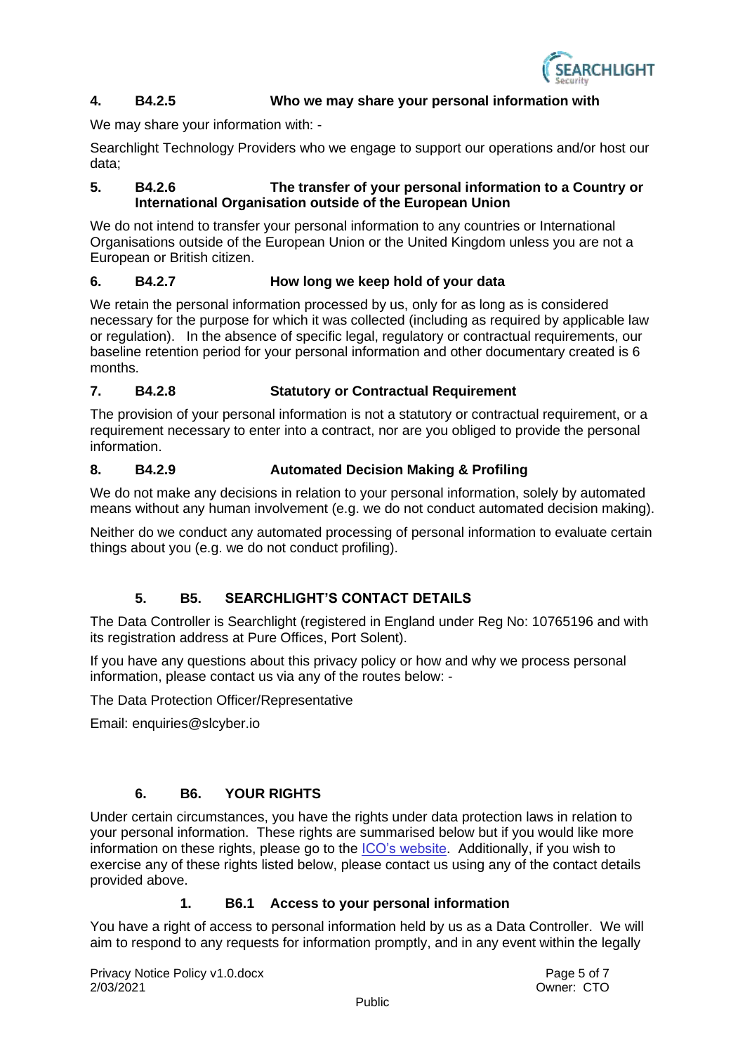#### 4. B4.2.5 Who we may share your personal information with

We may share your information with: -

Searchlight Technology Providers who we engage to support our operations and/or host our data;

#### 5. B4.2.6 The transfer of your personal information to a Country or International Organisation outside of the European Union

We do not intend to transfer your personal information to any countries or International Organisations outside of the European Union or the United Kingdom unless you are not a European or British citizen.

#### 6. B4.2.7 How long we keep hold of your data

We retain the personal information processed by us, only for as long as is considered necessary for the purpose for which it was collected (including as required by applicable law or regulation). In the absence of specific legal, regulatory or contractual requirements, our baseline retention period for your personal information and other documentary created is 6 months.

#### 7. B4.2.8 Statutory or Contractual Requirement

The provision of your personal information is not a statutory or contractual requirement, or a requirement necessary to enter into a contract, nor are you obliged to provide the personal information.

#### 8. B4.2.9 Automated Decision Making & Profiling

We do not make any decisions in relation to your personal information, solely by automated means without any human involvement (e.g. we do not conduct automated decision making).

Neither do we conduct any automated processing of personal information to evaluate certain things about you (e.g. we do not conduct profiling).

## 5. B5. SEARCHLIGHT'S CONTACT DETAILS

The Data Controller is Searchlight (registered in England under Reg No: 10765196 and with its registration address at Pure Offices, Port Solent).

If you have any questions about this privacy policy or how and why we process personal information, please contact us via any of the routes below: -

The Data Protection Officer/Representative

Email: enquiries@slcyber.io

## 6. B6. YOUR RIGHTS

Under certain circumstances, you have the rights under data protection laws in relation to your personal information. These rights are summarised below but if you would like more information on these rights, please go to the ICO's website. Additionally, if you wish to exercise any of these rights listed below, please contact us using any of the contact details provided above.

### 1. B6.1 Access to your personal information

You have a right of access to personal information held by us as a Data Controller. We will aim to respond to any requests for information promptly, and in any event within the legally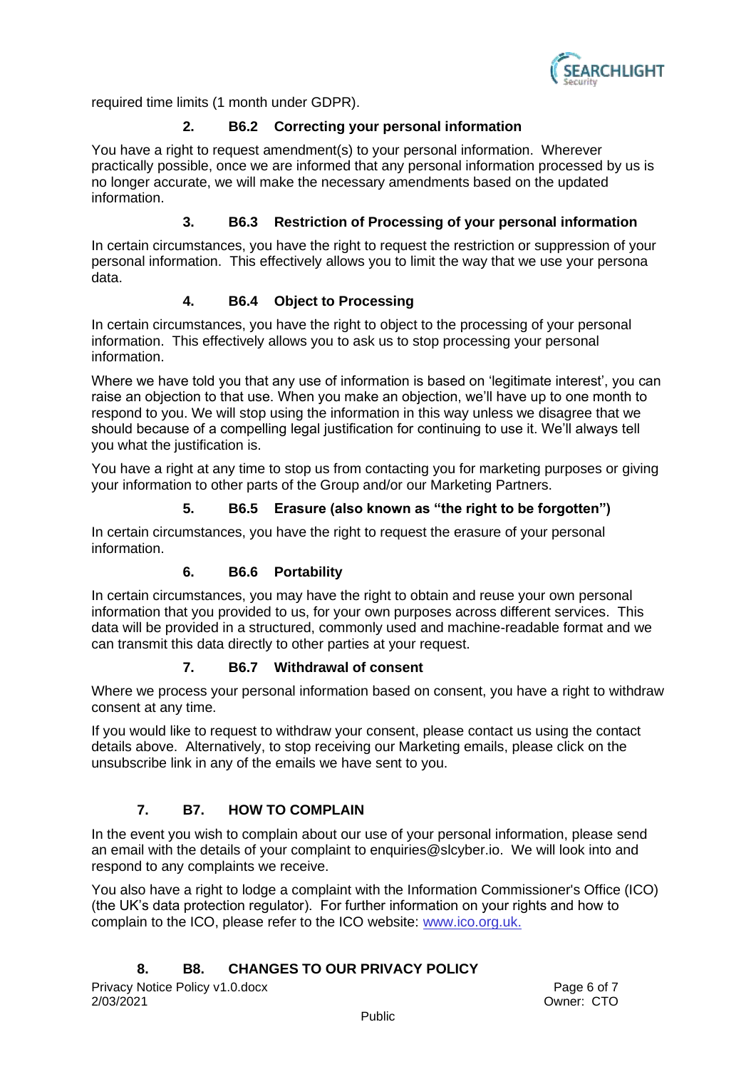required time limits (1 month under GDPR).

### 2. B6.2 Correcting your personal information

You have a right to request amendment(s) to your personal information. Wherever practically possible, once we are informed that any personal information processed by us is no longer accurate, we will make the necessary amendments based on the updated information.

### 3. B6.3 Restriction of Processing of your personal information

In certain circumstances, you have the right to request the restriction or suppression of your personal information. This effectively allows you to limit the way that we use your persona data.

### 4. B6.4 Object to Processing

In certain circumstances, you have the right to object to the processing of your personal information. This effectively allows you to ask us to stop processing your personal information.

Where we have told you that any use of information is based on 'legitimate interest', you can raise an objection to that use. When you make an objection, we'll have up to one month to respond to you. We will stop using the information in this way unless we disagree that we should because of a compelling legal justification for continuing to use it. We'll always tell you what the justification is.

You have a right at any time to stop us from contacting you for marketing purposes or giving your information to other parts of the Group and/or our Marketing Partners.

### 5. B6.5 Erasure (also known as "the right to be forgotten")

In certain circumstances, you have the right to request the erasure of your personal information.

### 6. B6.6 Portability

In certain circumstances, you may have the right to obtain and reuse your own personal information that you provided to us, for your own purposes across different services. This data will be provided in a structured, commonly used and machine-readable format and we can transmit this data directly to other parties at your request.

### 7. B6.7 Withdrawal of consent

Where we process your personal information based on consent, you have a right to withdraw consent at any time.

If you would like to request to withdraw your consent, please contact us using the contact details above. Alternatively, to stop receiving our Marketing emails, please click on the unsubscribe link in any of the emails we have sent to you.

## 7. B7. HOW TO COMPLAIN

In the event you wish to complain about our use of your personal information, please send an email with the details of your complaint to enquiries@slcyber.io. We will look into and respond to any complaints we receive.

You also have a right to lodge a complaint with the Information Commissioner's Office (ICO) (the UK's data protection regulator). For further information on your rights and how to complain to the ICO, please refer to the ICO website: [www.ico.org.uk.](www.ico.org.uk)

## 8. B8. CHANGES TO OUR PRIVACY POLICY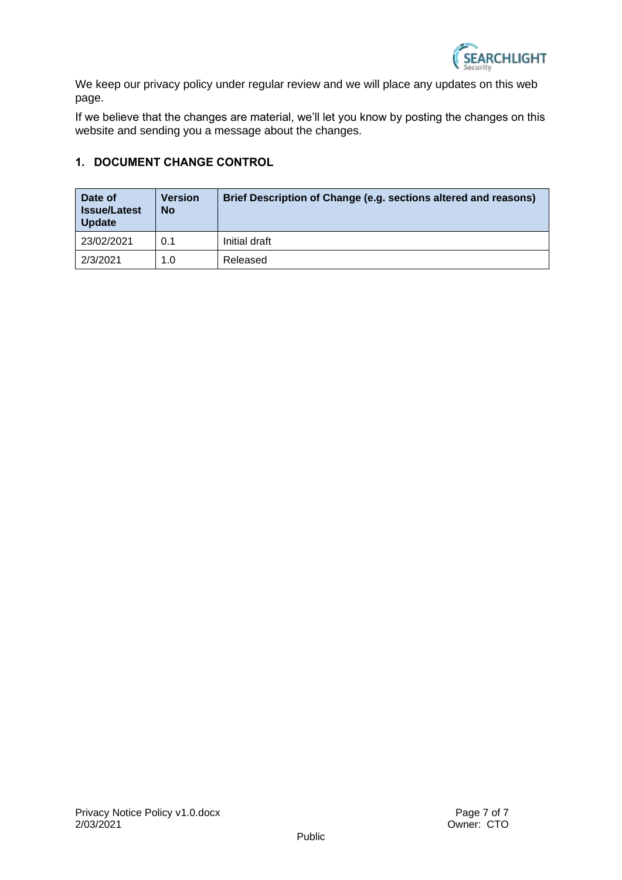We keep our privacy policy under regular review and we will place any updates on this web page.

If we believe that the changes are material, we'll let you know by posting the changes on this website and sending you a message about the changes.

## 1. DOCUMENT CHANGE CONTROL

| Date of Issue/Latest Update | Version No | Brief Description of Change (e.g. sections altered and reasons) |
|---|---|---|
| 23/02/2021 | 0.1 | Initial draft |
| 2/3/2021 | 1.0 | Released |